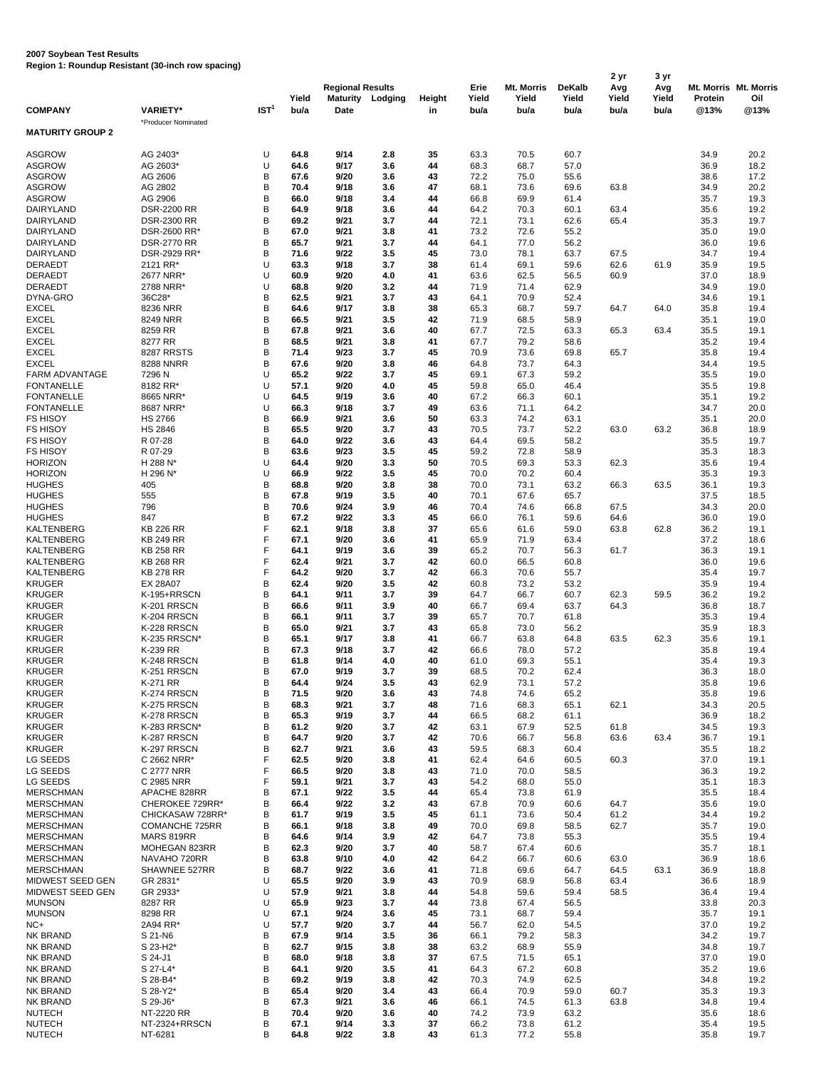**2007 Soybean Test Results**
**Region 1: Roundup Resistant (30-inch row spacing)**

| COMPANY | VARIETY* | IST[1] | Yield bu/a | Regional Results Maturity Date | Lodging | Height in | Erie Yield bu/a | Mt. Morris Yield bu/a | DeKalb Yield bu/a | 2 yr Avg Yield bu/a | 3 yr Avg Yield bu/a | Mt. Morris Protein @13% | Mt. Morris Oil @13% |
|---|---|---|---|---|---|---|---|---|---|---|---|---|---|
| | *Producer Nominated | | | | | | | | | | | | |
| **MATURITY GROUP 2** | | | | | | | | | | | | | |
| ASGROW | AG 2403* | U | 64.8 | 9/14 | 2.8 | 35 | 63.3 | 70.5 | 60.7 | | | 34.9 | 20.2 |
| ASGROW | AG 2603* | U | 64.6 | 9/17 | 3.6 | 44 | 68.3 | 68.7 | 57.0 | | | 36.9 | 18.2 |
| ASGROW | AG 2606 | B | 67.6 | 9/20 | 3.6 | 43 | 72.2 | 75.0 | 55.6 | | | 38.6 | 17.2 |
| ASGROW | AG 2802 | B | 70.4 | 9/18 | 3.6 | 47 | 68.1 | 73.6 | 69.6 | 63.8 | | 34.9 | 20.2 |
| ASGROW | AG 2906 | B | 66.0 | 9/18 | 3.4 | 44 | 66.8 | 69.9 | 61.4 | | | 35.7 | 19.3 |
| DAIRYLAND | DSR-2200 RR | B | 64.9 | 9/18 | 3.6 | 44 | 64.2 | 70.3 | 60.1 | 63.4 | | 35.6 | 19.2 |
| DAIRYLAND | DSR-2300 RR | B | 69.2 | 9/21 | 3.7 | 44 | 72.1 | 73.1 | 62.6 | 65.4 | | 35.3 | 19.7 |
| DAIRYLAND | DSR-2600 RR* | B | 67.0 | 9/21 | 3.8 | 41 | 73.2 | 72.6 | 55.2 | | | 35.0 | 19.0 |
| DAIRYLAND | DSR-2770 RR | B | 65.7 | 9/21 | 3.7 | 44 | 64.1 | 77.0 | 56.2 | | | 36.0 | 19.6 |
| DAIRYLAND | DSR-2929 RR* | B | 71.6 | 9/22 | 3.5 | 45 | 73.0 | 78.1 | 63.7 | 67.5 | | 34.7 | 19.4 |
| DERAEDT | 2121 RR* | U | 63.3 | 9/18 | 3.7 | 38 | 61.4 | 69.1 | 59.6 | 62.6 | 61.9 | 35.9 | 19.5 |
| DERAEDT | 2677 NRR* | U | 60.9 | 9/20 | 4.0 | 41 | 63.6 | 62.5 | 56.5 | 60.9 | | 37.0 | 18.9 |
| DERAEDT | 2788 NRR* | U | 68.8 | 9/20 | 3.2 | 44 | 71.9 | 71.4 | 62.9 | | | 34.9 | 19.0 |
| DYNA-GRO | 36C28* | B | 62.5 | 9/21 | 3.7 | 43 | 64.1 | 70.9 | 52.4 | | | 34.6 | 19.1 |
| EXCEL | 8236 NRR | B | 64.6 | 9/17 | 3.8 | 38 | 65.3 | 68.7 | 59.7 | 64.7 | 64.0 | 35.8 | 19.4 |
| EXCEL | 8249 NRR | B | 66.5 | 9/21 | 3.5 | 42 | 71.9 | 68.5 | 58.9 | | | 35.1 | 19.0 |
| EXCEL | 8259 RR | B | 67.8 | 9/21 | 3.6 | 40 | 67.7 | 72.5 | 63.3 | 65.3 | 63.4 | 35.5 | 19.1 |
| EXCEL | 8277 RR | B | 68.5 | 9/21 | 3.8 | 41 | 67.7 | 79.2 | 58.6 | | | 35.2 | 19.4 |
| EXCEL | 8287 RRSTS | B | 71.4 | 9/23 | 3.7 | 45 | 70.9 | 73.6 | 69.8 | 65.7 | | 35.8 | 19.4 |
| EXCEL | 8288 NNRR | B | 67.6 | 9/20 | 3.8 | 46 | 64.8 | 73.7 | 64.3 | | | 34.4 | 19.5 |
| FARM ADVANTAGE | 7296 N | U | 65.2 | 9/22 | 3.7 | 45 | 69.1 | 67.3 | 59.2 | | | 35.5 | 19.0 |
| FONTANELLE | 8182 RR* | U | 57.1 | 9/20 | 4.0 | 45 | 59.8 | 65.0 | 46.4 | | | 35.5 | 19.8 |
| FONTANELLE | 8665 NRR* | U | 64.5 | 9/19 | 3.6 | 40 | 67.2 | 66.3 | 60.1 | | | 35.1 | 19.2 |
| FONTANELLE | 8687 NRR* | U | 66.3 | 9/18 | 3.7 | 49 | 63.6 | 71.1 | 64.2 | | | 34.7 | 20.0 |
| FS HISOY | HS 2766 | B | 66.9 | 9/21 | 3.6 | 50 | 63.3 | 74.2 | 63.1 | | | 35.1 | 20.0 |
| FS HISOY | HS 2846 | B | 65.5 | 9/20 | 3.7 | 43 | 70.5 | 73.7 | 52.2 | 63.0 | 63.2 | 36.8 | 18.9 |
| FS HISOY | R 07-28 | B | 64.0 | 9/22 | 3.6 | 43 | 64.4 | 69.5 | 58.2 | | | 35.5 | 19.7 |
| FS HISOY | R 07-29 | B | 63.6 | 9/23 | 3.5 | 45 | 59.2 | 72.8 | 58.9 | | | 35.3 | 18.3 |
| HORIZON | H 288 N* | U | 64.4 | 9/20 | 3.3 | 50 | 70.5 | 69.3 | 53.3 | 62.3 | | 35.6 | 19.4 |
| HORIZON | H 296 N* | U | 66.9 | 9/22 | 3.5 | 45 | 70.0 | 70.2 | 60.4 | | | 35.3 | 19.3 |
| HUGHES | 405 | B | 68.8 | 9/20 | 3.8 | 38 | 70.0 | 73.1 | 63.2 | 66.3 | 63.5 | 36.1 | 19.3 |
| HUGHES | 555 | B | 67.8 | 9/19 | 3.5 | 40 | 70.1 | 67.6 | 65.7 | | | 37.5 | 18.5 |
| HUGHES | 796 | B | 70.6 | 9/24 | 3.9 | 46 | 70.4 | 74.6 | 66.8 | 67.5 | | 34.3 | 20.0 |
| HUGHES | 847 | B | 67.2 | 9/22 | 3.3 | 45 | 66.0 | 76.1 | 59.6 | 64.6 | | 36.0 | 19.0 |
| KALTENBERG | KB 226 RR | F | 62.1 | 9/18 | 3.8 | 37 | 65.6 | 61.6 | 59.0 | 63.8 | 62.8 | 36.2 | 19.1 |
| KALTENBERG | KB 249 RR | F | 67.1 | 9/20 | 3.6 | 41 | 65.9 | 71.9 | 63.4 | | | 37.2 | 18.6 |
| KALTENBERG | KB 258 RR | F | 64.1 | 9/19 | 3.6 | 39 | 65.2 | 70.7 | 56.3 | 61.7 | | 36.3 | 19.1 |
| KALTENBERG | KB 268 RR | F | 62.4 | 9/21 | 3.7 | 42 | 60.0 | 66.5 | 60.8 | | | 36.0 | 19.6 |
| KALTENBERG | KB 278 RR | F | 64.2 | 9/20 | 3.7 | 42 | 66.3 | 70.6 | 55.7 | | | 35.4 | 19.7 |
| KRUGER | EX 28A07 | B | 62.4 | 9/20 | 3.5 | 42 | 60.8 | 73.2 | 53.2 | | | 35.9 | 19.4 |
| KRUGER | K-195+RRSCN | B | 64.1 | 9/11 | 3.7 | 39 | 64.7 | 66.7 | 60.7 | 62.3 | 59.5 | 36.2 | 19.2 |
| KRUGER | K-201 RRSCN | B | 66.6 | 9/11 | 3.9 | 40 | 66.7 | 69.4 | 63.7 | 64.3 | | 36.8 | 18.7 |
| KRUGER | K-204 RRSCN | B | 66.1 | 9/11 | 3.7 | 39 | 65.7 | 70.7 | 61.8 | | | 35.3 | 19.4 |
| KRUGER | K-228 RRSCN | B | 65.0 | 9/21 | 3.7 | 43 | 65.8 | 73.0 | 56.2 | | | 35.9 | 18.3 |
| KRUGER | K-235 RRSCN* | B | 65.1 | 9/17 | 3.8 | 41 | 66.7 | 63.8 | 64.8 | 63.5 | 62.3 | 35.6 | 19.1 |
| KRUGER | K-239 RR | B | 67.3 | 9/18 | 3.7 | 42 | 66.6 | 78.0 | 57.2 | | | 35.8 | 19.4 |
| KRUGER | K-248 RRSCN | B | 61.8 | 9/14 | 4.0 | 40 | 61.0 | 69.3 | 55.1 | | | 35.4 | 19.3 |
| KRUGER | K-251 RRSCN | B | 67.0 | 9/19 | 3.7 | 39 | 68.5 | 70.2 | 62.4 | | | 36.3 | 18.0 |
| KRUGER | K-271 RR | B | 64.4 | 9/24 | 3.5 | 43 | 62.9 | 73.1 | 57.2 | | | 35.8 | 19.6 |
| KRUGER | K-274 RRSCN | B | 71.5 | 9/20 | 3.6 | 43 | 74.8 | 74.6 | 65.2 | | | 35.8 | 19.6 |
| KRUGER | K-275 RRSCN | B | 68.3 | 9/21 | 3.7 | 48 | 71.6 | 68.3 | 65.1 | 62.1 | | 34.3 | 20.5 |
| KRUGER | K-278 RRSCN | B | 65.3 | 9/19 | 3.7 | 44 | 66.5 | 68.2 | 61.1 | | | 36.9 | 18.2 |
| KRUGER | K-283 RRSCN* | B | 61.2 | 9/20 | 3.7 | 42 | 63.1 | 67.9 | 52.5 | 61.8 | | 34.5 | 19.3 |
| KRUGER | K-287 RRSCN | B | 64.7 | 9/20 | 3.7 | 42 | 70.6 | 66.7 | 56.8 | 63.6 | 63.4 | 36.7 | 19.1 |
| KRUGER | K-297 RRSCN | B | 62.7 | 9/21 | 3.6 | 43 | 59.5 | 68.3 | 60.4 | | | 35.5 | 18.2 |
| LG SEEDS | C 2662 NRR* | F | 62.5 | 9/20 | 3.8 | 41 | 62.4 | 64.6 | 60.5 | 60.3 | | 37.0 | 19.1 |
| LG SEEDS | C 2777 NRR | F | 66.5 | 9/20 | 3.8 | 43 | 71.0 | 70.0 | 58.5 | | | 36.3 | 19.2 |
| LG SEEDS | C 2985 NRR | F | 59.1 | 9/21 | 3.7 | 43 | 54.2 | 68.0 | 55.0 | | | 35.1 | 18.3 |
| MERSCHMAN | APACHE 828RR | B | 67.1 | 9/22 | 3.5 | 44 | 65.4 | 73.8 | 61.9 | | | 35.5 | 18.4 |
| MERSCHMAN | CHEROKEE 729RR* | B | 66.4 | 9/22 | 3.2 | 43 | 67.8 | 70.9 | 60.6 | 64.7 | | 35.6 | 19.0 |
| MERSCHMAN | CHICKASAW 728RR* | B | 61.7 | 9/19 | 3.5 | 45 | 61.1 | 73.6 | 50.4 | 61.2 | | 34.4 | 19.2 |
| MERSCHMAN | COMANCHE 725RR | B | 66.1 | 9/18 | 3.8 | 49 | 70.0 | 69.8 | 58.5 | 62.7 | | 35.7 | 19.0 |
| MERSCHMAN | MARS 819RR | B | 64.6 | 9/14 | 3.9 | 42 | 64.7 | 73.8 | 55.3 | | | 35.5 | 19.4 |
| MERSCHMAN | MOHEGAN 823RR | B | 62.3 | 9/20 | 3.7 | 40 | 58.7 | 67.4 | 60.6 | | | 35.7 | 18.1 |
| MERSCHMAN | NAVAHO 720RR | B | 63.8 | 9/10 | 4.0 | 42 | 64.2 | 66.7 | 60.6 | 63.0 | | 36.9 | 18.6 |
| MERSCHMAN | SHAWNEE 527RR | B | 68.7 | 9/22 | 3.6 | 41 | 71.8 | 69.6 | 64.7 | 64.5 | 63.1 | 36.9 | 18.8 |
| MIDWEST SEED GEN | GR 2831* | U | 65.5 | 9/20 | 3.9 | 43 | 70.9 | 68.9 | 56.8 | 63.4 | | 36.6 | 18.9 |
| MIDWEST SEED GEN | GR 2933* | U | 57.9 | 9/21 | 3.8 | 44 | 54.8 | 59.6 | 59.4 | 58.5 | | 36.4 | 19.4 |
| MUNSON | 8287 RR | U | 65.9 | 9/23 | 3.7 | 44 | 73.8 | 67.4 | 56.5 | | | 33.8 | 20.3 |
| MUNSON | 8298 RR | U | 67.1 | 9/24 | 3.6 | 45 | 73.1 | 68.7 | 59.4 | | | 35.7 | 19.1 |
| NC+ | 2A94 RR* | U | 57.7 | 9/20 | 3.7 | 44 | 56.7 | 62.0 | 54.5 | | | 37.0 | 19.2 |
| NK BRAND | S 21-N6 | B | 67.9 | 9/14 | 3.5 | 36 | 66.1 | 79.2 | 58.3 | | | 34.2 | 19.7 |
| NK BRAND | S 23-H2* | B | 62.7 | 9/15 | 3.8 | 38 | 63.2 | 68.9 | 55.9 | | | 34.8 | 19.7 |
| NK BRAND | S 24-J1 | B | 68.0 | 9/18 | 3.8 | 37 | 67.5 | 71.5 | 65.1 | | | 37.0 | 19.0 |
| NK BRAND | S 27-L4* | B | 64.1 | 9/20 | 3.5 | 41 | 64.3 | 67.2 | 60.8 | | | 35.2 | 19.6 |
| NK BRAND | S 28-B4* | B | 69.2 | 9/19 | 3.8 | 42 | 70.3 | 74.9 | 62.5 | | | 34.8 | 19.2 |
| NK BRAND | S 28-Y2* | B | 65.4 | 9/20 | 3.4 | 43 | 66.4 | 70.9 | 59.0 | 60.7 | | 35.3 | 19.3 |
| NK BRAND | S 29-J6* | B | 67.3 | 9/21 | 3.6 | 46 | 66.1 | 74.5 | 61.3 | 63.8 | | 34.8 | 19.4 |
| NUTECH | NT-2220 RR | B | 70.4 | 9/20 | 3.6 | 40 | 74.2 | 73.9 | 63.2 | | | 35.6 | 18.6 |
| NUTECH | NT-2324+RRSCN | B | 67.1 | 9/14 | 3.3 | 37 | 66.2 | 73.8 | 61.2 | | | 35.4 | 19.5 |
| NUTECH | NT-6281 | B | 64.8 | 9/22 | 3.8 | 43 | 61.3 | 77.2 | 55.8 | | | 35.8 | 19.7 |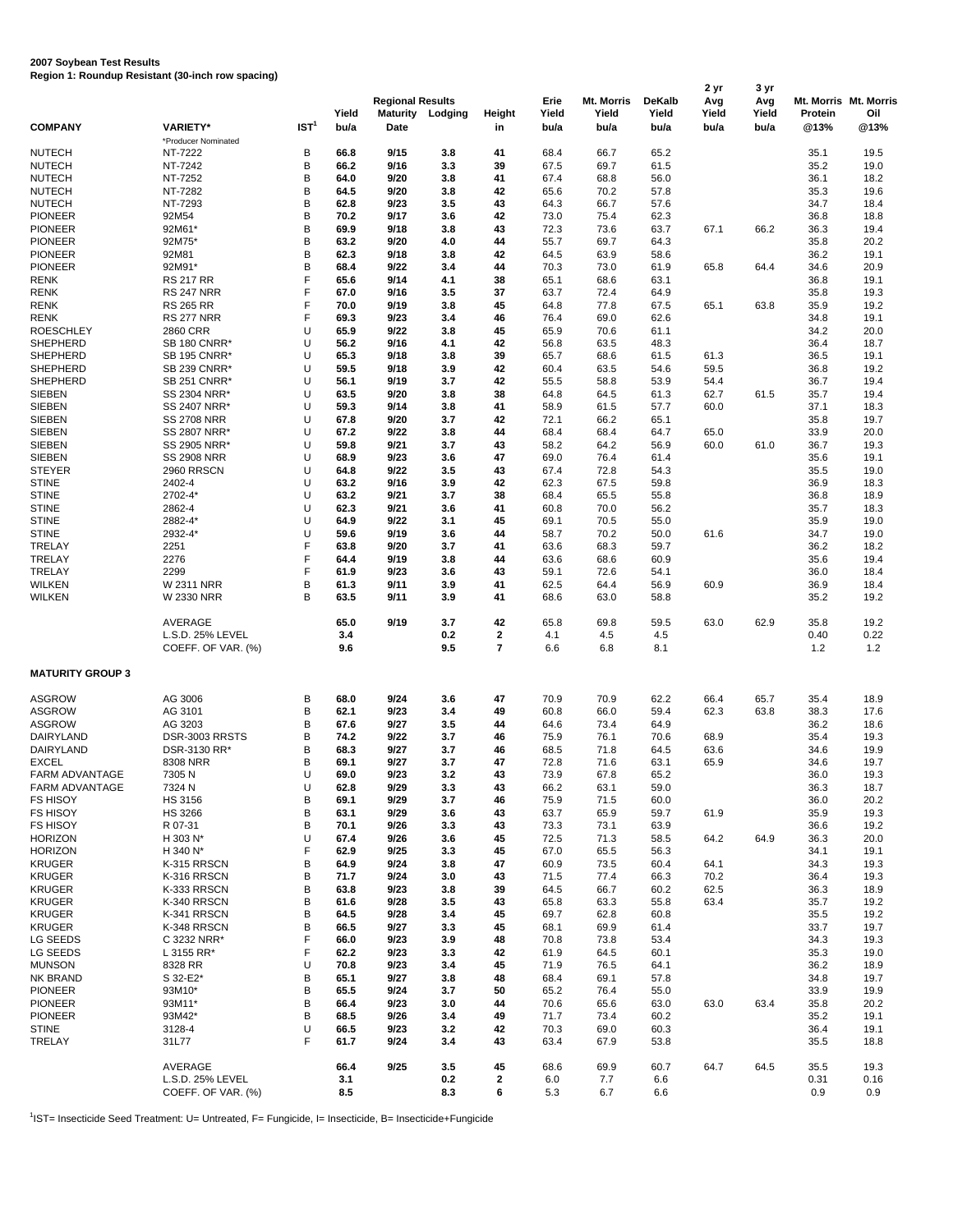**2007 Soybean Test Results**
**Region 1: Roundup Resistant (30-inch row spacing)**

| COMPANY | VARIETY* | IST[1] | Regional Results Yield bu/a | Regional Results Maturity Date | Regional Results Lodging | Height in | Erie Yield bu/a | Mt. Morris Yield bu/a | DeKalb Yield bu/a | 2 yr Avg Yield bu/a | 3 yr Avg Yield bu/a | Mt. Morris Protein @13% | Mt. Morris Oil @13% |
|---|---|---|---|---|---|---|---|---|---|---|---|---|---|
| | *Producer Nominated | | | | | | | | | | | | |
| NUTECH | NT-7222 | B | 66.8 | 9/15 | 3.8 | 41 | 68.4 | 66.7 | 65.2 | | | 35.1 | 19.5 |
| NUTECH | NT-7242 | B | 66.2 | 9/16 | 3.3 | 39 | 67.5 | 69.7 | 61.5 | | | 35.2 | 19.0 |
| NUTECH | NT-7252 | B | 64.0 | 9/20 | 3.8 | 41 | 67.4 | 68.8 | 56.0 | | | 36.1 | 18.2 |
| NUTECH | NT-7282 | B | 64.5 | 9/20 | 3.8 | 42 | 65.6 | 70.2 | 57.8 | | | 35.3 | 19.6 |
| NUTECH | NT-7293 | B | 62.8 | 9/23 | 3.5 | 43 | 64.3 | 66.7 | 57.6 | | | 34.7 | 18.4 |
| PIONEER | 92M54 | B | 70.2 | 9/17 | 3.6 | 42 | 73.0 | 75.4 | 62.3 | | | 36.8 | 18.8 |
| PIONEER | 92M61* | B | 69.9 | 9/18 | 3.8 | 43 | 72.3 | 73.6 | 63.7 | 67.1 | 66.2 | 36.3 | 19.4 |
| PIONEER | 92M75* | B | 63.2 | 9/20 | 4.0 | 44 | 55.7 | 69.7 | 64.3 | | | 35.8 | 20.2 |
| PIONEER | 92M81 | B | 62.3 | 9/18 | 3.8 | 42 | 64.5 | 63.9 | 58.6 | | | 36.2 | 19.1 |
| PIONEER | 92M91* | B | 68.4 | 9/22 | 3.4 | 44 | 70.3 | 73.0 | 61.9 | 65.8 | 64.4 | 34.6 | 20.9 |
| RENK | RS 217 RR | F | 65.6 | 9/14 | 4.1 | 38 | 65.1 | 68.6 | 63.1 | | | 36.8 | 19.1 |
| RENK | RS 247 NRR | F | 67.0 | 9/16 | 3.5 | 37 | 63.7 | 72.4 | 64.9 | | | 35.8 | 19.3 |
| RENK | RS 265 RR | F | 70.0 | 9/19 | 3.8 | 45 | 64.8 | 77.8 | 67.5 | 65.1 | 63.8 | 35.9 | 19.2 |
| RENK | RS 277 NRR | F | 69.3 | 9/23 | 3.4 | 46 | 76.4 | 69.0 | 62.6 | | | 34.8 | 19.1 |
| ROESCHLEY | 2860 CRR | U | 65.9 | 9/22 | 3.8 | 45 | 65.9 | 70.6 | 61.1 | | | 34.2 | 20.0 |
| SHEPHERD | SB 180 CNRR* | U | 56.2 | 9/16 | 4.1 | 42 | 56.8 | 63.5 | 48.3 | | | 36.4 | 18.7 |
| SHEPHERD | SB 195 CNRR* | U | 65.3 | 9/18 | 3.8 | 39 | 65.7 | 68.6 | 61.5 | 61.3 | | 36.5 | 19.1 |
| SHEPHERD | SB 239 CNRR* | U | 59.5 | 9/18 | 3.9 | 42 | 60.4 | 63.5 | 54.6 | 59.5 | | 36.8 | 19.2 |
| SHEPHERD | SB 251 CNRR* | U | 56.1 | 9/19 | 3.7 | 42 | 55.5 | 58.8 | 53.9 | 54.4 | | 36.7 | 19.4 |
| SIEBEN | SS 2304 NRR* | U | 63.5 | 9/20 | 3.8 | 38 | 64.8 | 64.5 | 61.3 | 62.7 | 61.5 | 35.7 | 19.4 |
| SIEBEN | SS 2407 NRR* | U | 59.3 | 9/14 | 3.8 | 41 | 58.9 | 61.5 | 57.7 | 60.0 | | 37.1 | 18.3 |
| SIEBEN | SS 2708 NRR | U | 67.8 | 9/20 | 3.7 | 42 | 72.1 | 66.2 | 65.1 | | | 35.8 | 19.7 |
| SIEBEN | SS 2807 NRR* | U | 67.2 | 9/22 | 3.8 | 44 | 68.4 | 68.4 | 64.7 | 65.0 | | 33.9 | 20.0 |
| SIEBEN | SS 2905 NRR* | U | 59.8 | 9/21 | 3.7 | 43 | 58.2 | 64.2 | 56.9 | 60.0 | 61.0 | 36.7 | 19.3 |
| SIEBEN | SS 2908 NRR | U | 68.9 | 9/23 | 3.6 | 47 | 69.0 | 76.4 | 61.4 | | | 35.6 | 19.1 |
| STEYER | 2960 RRSCN | U | 64.8 | 9/22 | 3.5 | 43 | 67.4 | 72.8 | 54.3 | | | 35.5 | 19.0 |
| STINE | 2402-4 | U | 63.2 | 9/16 | 3.9 | 42 | 62.3 | 67.5 | 59.8 | | | 36.9 | 18.3 |
| STINE | 2702-4* | U | 63.2 | 9/21 | 3.7 | 38 | 68.4 | 65.5 | 55.8 | | | 36.8 | 18.9 |
| STINE | 2862-4 | U | 62.3 | 9/21 | 3.6 | 41 | 60.8 | 70.0 | 56.2 | | | 35.7 | 18.3 |
| STINE | 2882-4* | U | 64.9 | 9/22 | 3.1 | 45 | 69.1 | 70.5 | 55.0 | | | 35.9 | 19.0 |
| STINE | 2932-4* | U | 59.6 | 9/19 | 3.6 | 44 | 58.7 | 70.2 | 50.0 | 61.6 | | 34.7 | 19.0 |
| TRELAY | 2251 | F | 63.8 | 9/20 | 3.7 | 41 | 63.6 | 68.3 | 59.7 | | | 36.2 | 18.2 |
| TRELAY | 2276 | F | 64.4 | 9/19 | 3.8 | 44 | 63.6 | 68.6 | 60.9 | | | 35.6 | 19.4 |
| TRELAY | 2299 | F | 61.9 | 9/23 | 3.6 | 43 | 59.1 | 72.6 | 54.1 | | | 36.0 | 18.4 |
| WILKEN | W 2311 NRR | B | 61.3 | 9/11 | 3.9 | 41 | 62.5 | 64.4 | 56.9 | 60.9 | | 36.9 | 18.4 |
| WILKEN | W 2330 NRR | B | 63.5 | 9/11 | 3.9 | 41 | 68.6 | 63.0 | 58.8 | | | 35.2 | 19.2 |
| | AVERAGE | | 65.0 | 9/19 | 3.7 | 42 | 65.8 | 69.8 | 59.5 | 63.0 | 62.9 | 35.8 | 19.2 |
| | L.S.D. 25% LEVEL | | 3.4 | | 0.2 | 2 | 4.1 | 4.5 | 4.5 | | | 0.40 | 0.22 |
| | COEFF. OF VAR. (%) | | 9.6 | | 9.5 | 7 | 6.6 | 6.8 | 8.1 | | | 1.2 | 1.2 |

**MATURITY GROUP 3**

| COMPANY | VARIETY* | IST[1] | Regional Results Yield bu/a | Regional Results Maturity Date | Regional Results Lodging | Height in | Erie Yield bu/a | Mt. Morris Yield bu/a | DeKalb Yield bu/a | 2 yr Avg Yield bu/a | 3 yr Avg Yield bu/a | Mt. Morris Protein @13% | Mt. Morris Oil @13% |
|---|---|---|---|---|---|---|---|---|---|---|---|---|---|
| ASGROW | AG 3006 | B | 68.0 | 9/24 | 3.6 | 47 | 70.9 | 70.9 | 62.2 | 66.4 | 65.7 | 35.4 | 18.9 |
| ASGROW | AG 3101 | B | 62.1 | 9/23 | 3.4 | 49 | 60.8 | 66.0 | 59.4 | 62.3 | 63.8 | 38.3 | 17.6 |
| ASGROW | AG 3203 | B | 67.6 | 9/27 | 3.5 | 44 | 64.6 | 73.4 | 64.9 | | | 36.2 | 18.6 |
| DAIRYLAND | DSR-3003 RRSTS | B | 74.2 | 9/22 | 3.7 | 46 | 75.9 | 76.1 | 70.6 | 68.9 | | 35.4 | 19.3 |
| DAIRYLAND | DSR-3130 RR* | B | 68.3 | 9/27 | 3.7 | 46 | 68.5 | 71.8 | 64.5 | 63.6 | | 34.6 | 19.9 |
| EXCEL | 8308 NRR | B | 69.1 | 9/27 | 3.7 | 47 | 72.8 | 71.6 | 63.1 | 65.9 | | 34.6 | 19.7 |
| FARM ADVANTAGE | 7305 N | U | 69.0 | 9/23 | 3.2 | 43 | 73.9 | 67.8 | 65.2 | | | 36.0 | 19.3 |
| FARM ADVANTAGE | 7324 N | U | 62.8 | 9/29 | 3.3 | 43 | 66.2 | 63.1 | 59.0 | | | 36.3 | 18.7 |
| FS HISOY | HS 3156 | B | 69.1 | 9/29 | 3.7 | 46 | 75.9 | 71.5 | 60.0 | | | 36.0 | 20.2 |
| FS HISOY | HS 3266 | B | 63.1 | 9/29 | 3.6 | 43 | 63.7 | 65.9 | 59.7 | 61.9 | | 35.9 | 19.3 |
| FS HISOY | R 07-31 | B | 70.1 | 9/26 | 3.3 | 43 | 73.3 | 73.1 | 63.9 | | | 36.6 | 19.2 |
| HORIZON | H 303 N* | U | 67.4 | 9/26 | 3.6 | 45 | 72.5 | 71.3 | 58.5 | 64.2 | 64.9 | 36.3 | 20.0 |
| HORIZON | H 340 N* | F | 62.9 | 9/25 | 3.3 | 45 | 67.0 | 65.5 | 56.3 | | | 34.1 | 19.1 |
| KRUGER | K-315 RRSCN | B | 64.9 | 9/24 | 3.8 | 47 | 60.9 | 73.5 | 60.4 | 64.1 | | 34.3 | 19.3 |
| KRUGER | K-316 RRSCN | B | 71.7 | 9/24 | 3.0 | 43 | 71.5 | 77.4 | 66.3 | 70.2 | | 36.4 | 19.3 |
| KRUGER | K-333 RRSCN | B | 63.8 | 9/23 | 3.8 | 39 | 64.5 | 66.7 | 60.2 | 62.5 | | 36.3 | 18.9 |
| KRUGER | K-340 RRSCN | B | 61.6 | 9/28 | 3.5 | 43 | 65.8 | 63.3 | 55.8 | 63.4 | | 35.7 | 19.2 |
| KRUGER | K-341 RRSCN | B | 64.5 | 9/28 | 3.4 | 45 | 69.7 | 62.8 | 60.8 | | | 35.5 | 19.2 |
| KRUGER | K-348 RRSCN | B | 66.5 | 9/27 | 3.3 | 45 | 68.1 | 69.9 | 61.4 | | | 33.7 | 19.7 |
| LG SEEDS | C 3232 NRR* | F | 66.0 | 9/23 | 3.9 | 48 | 70.8 | 73.8 | 53.4 | | | 34.3 | 19.3 |
| LG SEEDS | L 3155 RR* | F | 62.2 | 9/23 | 3.3 | 42 | 61.9 | 64.5 | 60.1 | | | 35.3 | 19.0 |
| MUNSON | 8328 RR | U | 70.8 | 9/23 | 3.4 | 45 | 71.9 | 76.5 | 64.1 | | | 36.2 | 18.9 |
| NK BRAND | S 32-E2* | B | 65.1 | 9/27 | 3.8 | 48 | 68.4 | 69.1 | 57.8 | | | 34.8 | 19.7 |
| PIONEER | 93M10* | B | 65.5 | 9/24 | 3.7 | 50 | 65.2 | 76.4 | 55.0 | | | 33.9 | 19.9 |
| PIONEER | 93M11* | B | 66.4 | 9/23 | 3.0 | 44 | 70.6 | 65.6 | 63.0 | 63.0 | 63.4 | 35.8 | 20.2 |
| PIONEER | 93M42* | B | 68.5 | 9/26 | 3.4 | 49 | 71.7 | 73.4 | 60.2 | | | 35.2 | 19.1 |
| STINE | 3128-4 | U | 66.5 | 9/23 | 3.2 | 42 | 70.3 | 69.0 | 60.3 | | | 36.4 | 19.1 |
| TRELAY | 31L77 | F | 61.7 | 9/24 | 3.4 | 43 | 63.4 | 67.9 | 53.8 | | | 35.5 | 18.8 |
| | AVERAGE | | 66.4 | 9/25 | 3.5 | 45 | 68.6 | 69.9 | 60.7 | 64.7 | 64.5 | 35.5 | 19.3 |
| | L.S.D. 25% LEVEL | | 3.1 | | 0.2 | 2 | 6.0 | 7.7 | 6.6 | | | 0.31 | 0.16 |
| | COEFF. OF VAR. (%) | | 8.5 | | 8.3 | 6 | 5.3 | 6.7 | 6.6 | | | 0.9 | 0.9 |

[1]IST= Insecticide Seed Treatment: U= Untreated, F= Fungicide, I= Insecticide, B= Insecticide+Fungicide